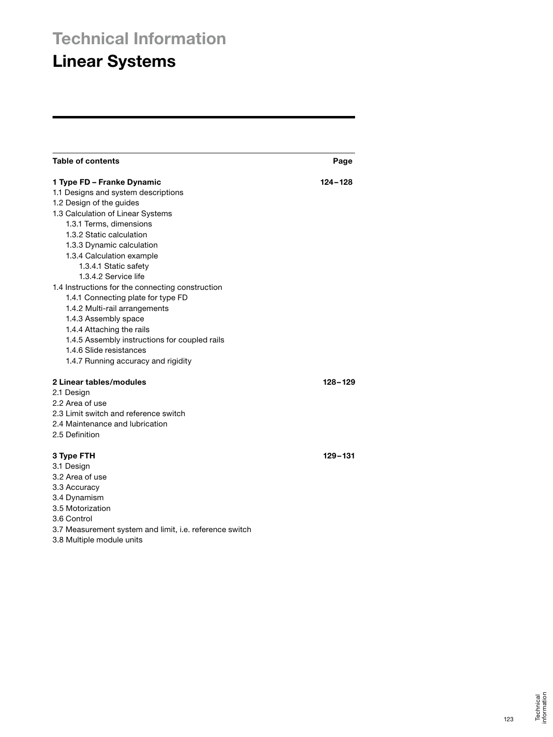# Technical Information

## Linear Systems

| Table of contents | Page |
|---|---|
| **1 Type FD – Franke Dynamic** | **124 – 128** |
| 1.1 Designs and system descriptions | |
| 1.2 Design of the guides | |
| 1.3 Calculation of Linear Systems | |
| 1.3.1 Terms, dimensions | |
| 1.3.2 Static calculation | |
| 1.3.3 Dynamic calculation | |
| 1.3.4 Calculation example | |
| 1.3.4.1 Static safety | |
| 1.3.4.2 Service life | |
| 1.4 Instructions for the connecting construction | |
| 1.4.1 Connecting plate for type FD | |
| 1.4.2 Multi-rail arrangements | |
| 1.4.3 Assembly space | |
| 1.4.4 Attaching the rails | |
| 1.4.5 Assembly instructions for coupled rails | |
| 1.4.6 Slide resistances | |
| 1.4.7 Running accuracy and rigidity | |
| **2 Linear tables/modules** | **128 – 129** |
| 2.1 Design | |
| 2.2 Area of use | |
| 2.3 Limit switch and reference switch | |
| 2.4 Maintenance and lubrication | |
| 2.5 Definition | |
| **3 Type FTH** | **129 – 131** |
| 3.1 Design | |
| 3.2 Area of use | |
| 3.3 Accuracy | |
| 3.4 Dynamism | |
| 3.5 Motorization | |
| 3.6 Control | |
| 3.7 Measurement system and limit, i.e. reference switch | |
| 3.8 Multiple module units | |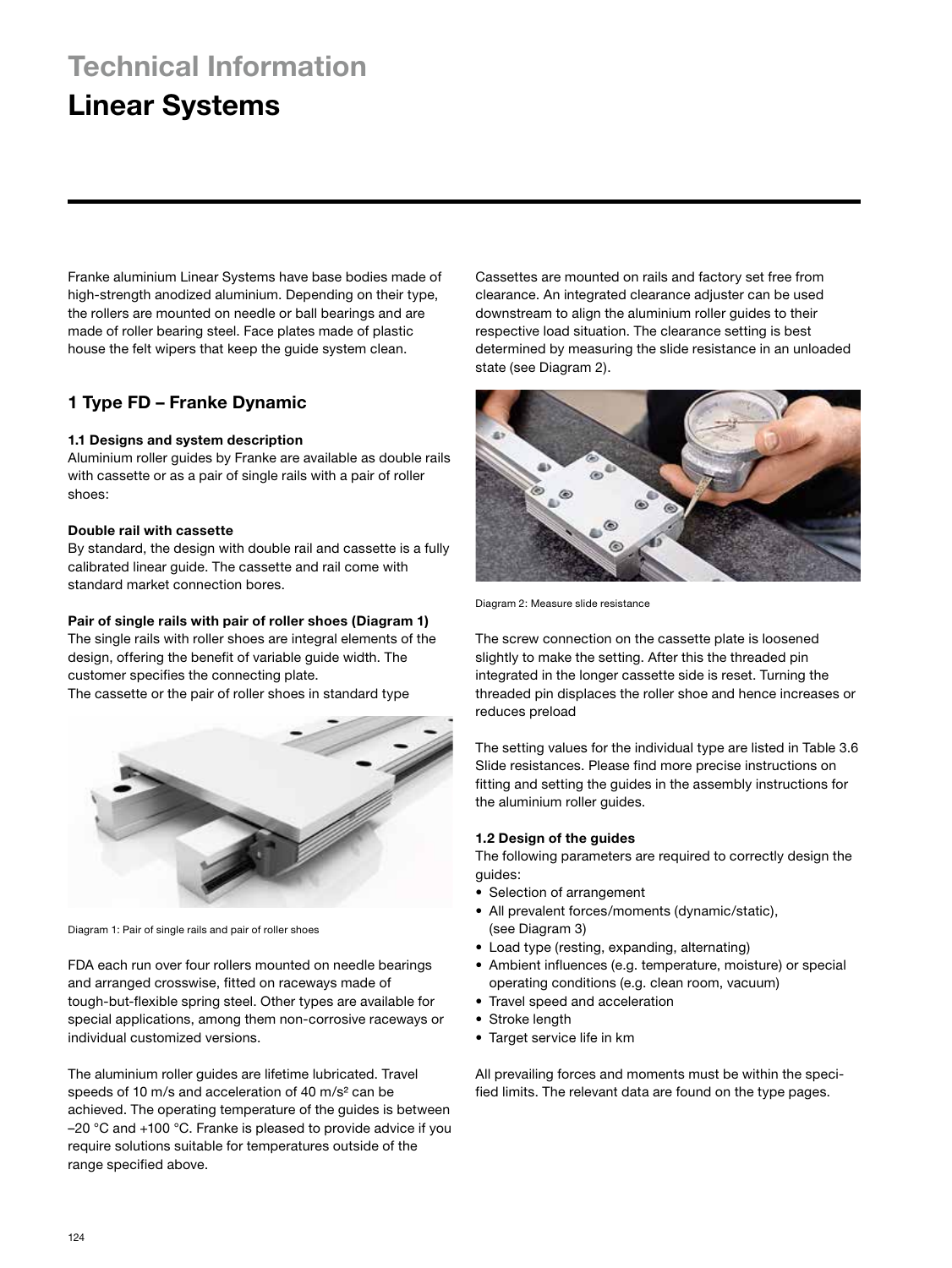# Technical Information

# Linear Systems

Franke aluminium Linear Systems have base bodies made of high-strength anodized aluminium. Depending on their type, the rollers are mounted on needle or ball bearings and are made of roller bearing steel. Face plates made of plastic house the felt wipers that keep the guide system clean.

## 1 Type FD – Franke Dynamic

### 1.1 Designs and system description

Aluminium roller guides by Franke are available as double rails with cassette or as a pair of single rails with a pair of roller shoes:

**Double rail with cassette**

By standard, the design with double rail and cassette is a fully calibrated linear guide. The cassette and rail come with standard market connection bores.

**Pair of single rails with pair of roller shoes (Diagram 1)**

The single rails with roller shoes are integral elements of the design, offering the benefit of variable guide width. The customer specifies the connecting plate.
The cassette or the pair of roller shoes in standard type

Diagram 1: Pair of single rails and pair of roller shoes

FDA each run over four rollers mounted on needle bearings and arranged crosswise, fitted on raceways made of tough-but-flexible spring steel. Other types are available for special applications, among them non-corrosive raceways or individual customized versions.

The aluminium roller guides are lifetime lubricated. Travel speeds of 10 m/s and acceleration of 40 m/s² can be achieved. The operating temperature of the guides is between –20 °C and +100 °C. Franke is pleased to provide advice if you require solutions suitable for temperatures outside of the range specified above.

Cassettes are mounted on rails and factory set free from clearance. An integrated clearance adjuster can be used downstream to align the aluminium roller guides to their respective load situation. The clearance setting is best determined by measuring the slide resistance in an unloaded state (see Diagram 2).

Diagram 2: Measure slide resistance

The screw connection on the cassette plate is loosened slightly to make the setting. After this the threaded pin integrated in the longer cassette side is reset. Turning the threaded pin displaces the roller shoe and hence increases or reduces preload

The setting values for the individual type are listed in Table 3.6 Slide resistances. Please find more precise instructions on fitting and setting the guides in the assembly instructions for the aluminium roller guides.

### 1.2 Design of the guides

The following parameters are required to correctly design the guides:

- Selection of arrangement
- All prevalent forces/moments (dynamic/static), (see Diagram 3)
- Load type (resting, expanding, alternating)
- Ambient influences (e.g. temperature, moisture) or special operating conditions (e.g. clean room, vacuum)
- Travel speed and acceleration
- Stroke length
- Target service life in km

All prevailing forces and moments must be within the specified limits. The relevant data are found on the type pages.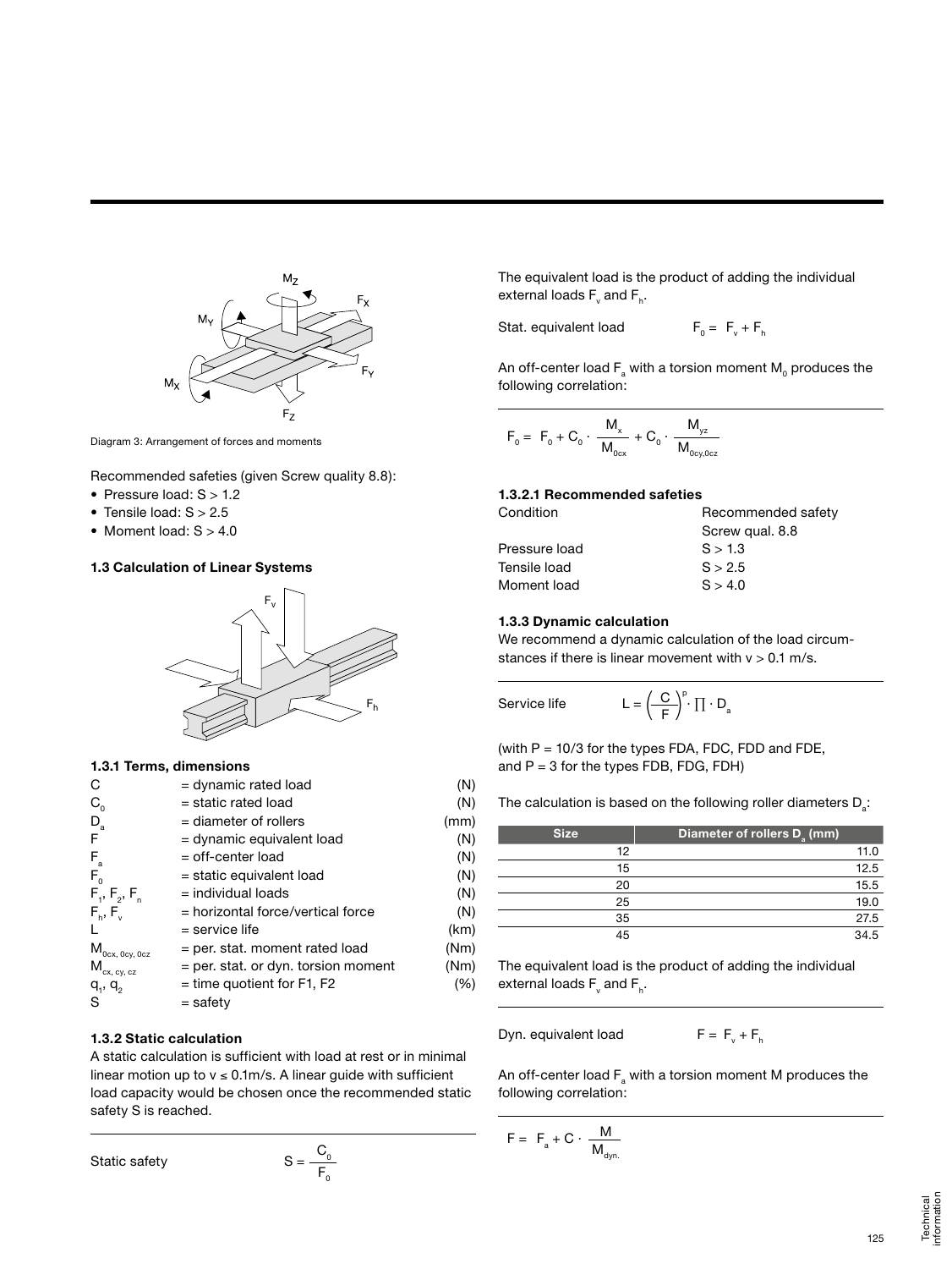Diagram 3: Arrangement of forces and moments

Recommended safeties (given Screw quality 8.8):

- Pressure load: S > 1.2
- Tensile load: S > 2.5
- Moment load: S > 4.0

### 1.3 Calculation of Linear Systems

$F_v$

$F_h$

#### 1.3.1 Terms, dimensions

| | | |
|---|---|---|
| C | = dynamic rated load | (N) |
| $C_0$ | = static rated load | (N) |
| $D_a$ | = diameter of rollers | (mm) |
| F | = dynamic equivalent load | (N) |
| $F_a$ | = off-center load | (N) |
| $F_0$ | = static equivalent load | (N) |
| $F_1$, $F_2$, $F_n$ | = individual loads | (N) |
| $F_h$, $F_v$ | = horizontal force/vertical force | (N) |
| L | = service life | (km) |
| $M_{0cx,\,0cy,\,0cz}$ | = per. stat. moment rated load | (Nm) |
| $M_{cx,\,cy,\,cz}$ | = per. stat. or dyn. torsion moment | (Nm) |
| $q_1$, $q_2$ | = time quotient for F1, F2 | (%) |
| S | = safety | |

#### 1.3.2 Static calculation

A static calculation is sufficient with load at rest or in minimal linear motion up to v ≤ 0.1m/s. A linear guide with sufficient load capacity would be chosen once the recommended static safety S is reached.

Static safety
$$S = \frac{C_0}{F_0}$$

The equivalent load is the product of adding the individual external loads $F_v$ and $F_h$.

Stat. equivalent load
$$F_0 = F_v + F_h$$

An off-center load $F_a$ with a torsion moment $M_0$ produces the following correlation:

$$F_0 = F_0 + C_0 \cdot \frac{M_x}{M_{0cx}} + C_0 \cdot \frac{M_{yz}}{M_{0cy,0cz}}$$

#### 1.3.2.1 Recommended safeties

| Condition | Recommended safety Screw qual. 8.8 |
|---|---|
| Pressure load | S > 1.3 |
| Tensile load | S > 2.5 |
| Moment load | S > 4.0 |

#### 1.3.3 Dynamic calculation

We recommend a dynamic calculation of the load circumstances if there is linear movement with v > 0.1 m/s.

Service life
$$L = \left(\frac{C}{F}\right)^p \cdot \prod \cdot D_a$$

(with P = 10/3 for the types FDA, FDC, FDD and FDE, and P = 3 for the types FDB, FDG, FDH)

The calculation is based on the following roller diameters $D_a$:

| Size | Diameter of rollers $D_a$ (mm) |
|---|---|
| 12 | 11.0 |
| 15 | 12.5 |
| 20 | 15.5 |
| 25 | 19.0 |
| 35 | 27.5 |
| 45 | 34.5 |

The equivalent load is the product of adding the individual external loads $F_v$ and $F_h$.

Dyn. equivalent load
$$F = F_v + F_h$$

An off-center load $F_a$ with a torsion moment M produces the following correlation:

$$F = F_a + C \cdot \frac{M}{M_{dyn.}}$$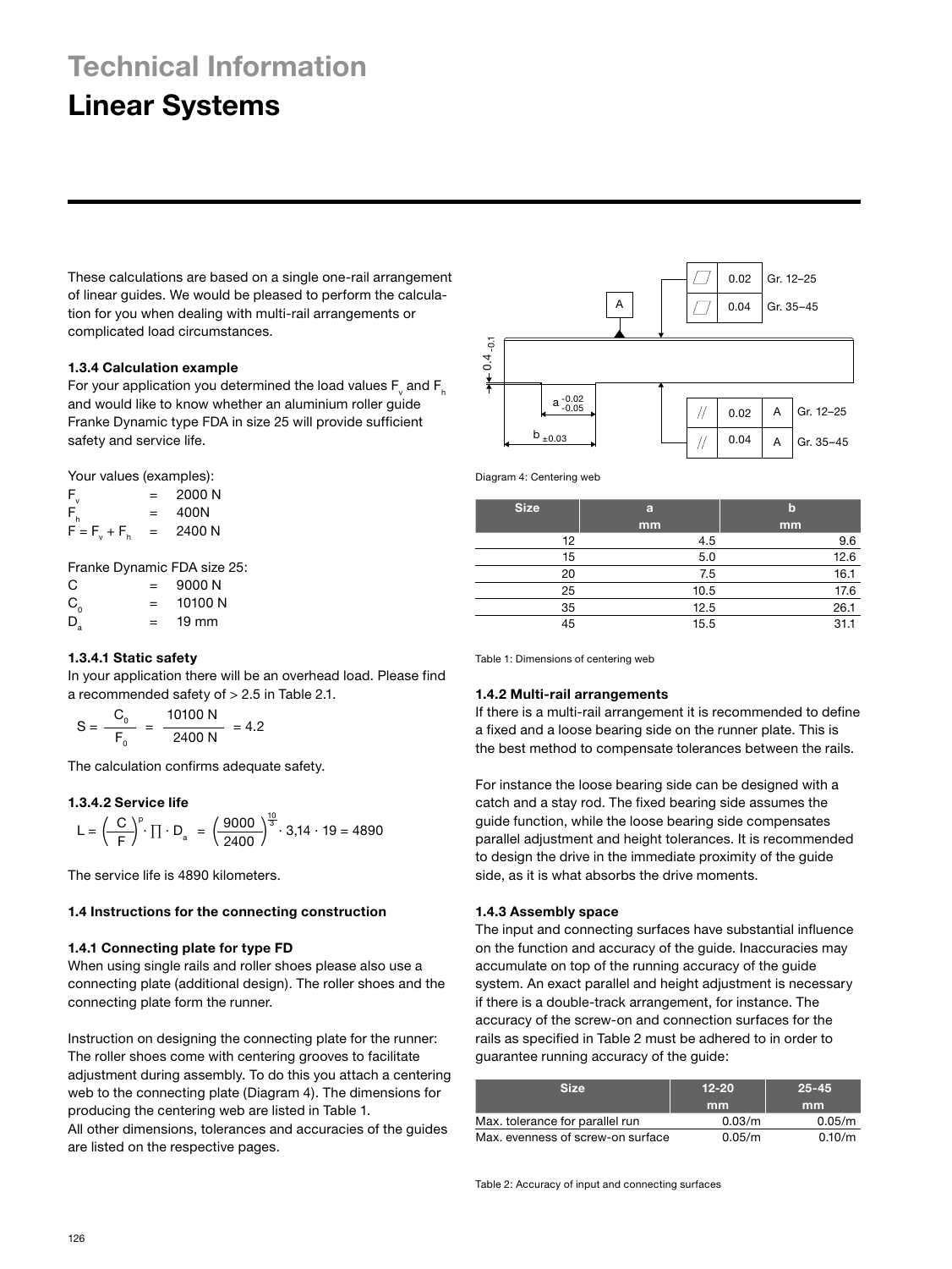# Technical Information

# Linear Systems

These calculations are based on a single one-rail arrangement of linear guides. We would be pleased to perform the calculation for you when dealing with multi-rail arrangements or complicated load circumstances.

### 1.3.4 Calculation example

For your application you determined the load values $F_v$ and $F_h$ and would like to know whether an aluminium roller guide Franke Dynamic type FDA in size 25 will provide sufficient safety and service life.

Your values (examples):

$F_v$ = 2000 N
$F_h$ = 400N
$F = F_v + F_h$ = 2400 N

Franke Dynamic FDA size 25:

$C$ = 9000 N
$C_0$ = 10100 N
$D_a$ = 19 mm

### 1.3.4.1 Static safety

In your application there will be an overhead load. Please find a recommended safety of > 2.5 in Table 2.1.

$$S = \frac{C_0}{F_0} = \frac{10100 \text{ N}}{2400 \text{ N}} = 4.2$$

The calculation confirms adequate safety.

### 1.3.4.2 Service life

$$L = \left(\frac{C}{F}\right)^p \cdot \prod \cdot D_a = \left(\frac{9000}{2400}\right)^{\frac{10}{3}} \cdot 3{,}14 \cdot 19 = 4890$$

The service life is 4890 kilometers.

### 1.4 Instructions for the connecting construction

### 1.4.1 Connecting plate for type FD

When using single rails and roller shoes please also use a connecting plate (additional design). The roller shoes and the connecting plate form the runner.

Instruction on designing the connecting plate for the runner: The roller shoes come with centering grooves to facilitate adjustment during assembly. To do this you attach a centering web to the connecting plate (Diagram 4). The dimensions for producing the centering web are listed in Table 1.
All other dimensions, tolerances and accuracies of the guides are listed on the respective pages.

A
0.02 Gr. 12–25
0.04 Gr. 35–45
$0.4_{-0.1}$
$a^{-0.02}_{-0.05}$
$b_{\pm 0.03}$
// 0.02 A Gr. 12–25
// 0.04 A Gr. 35–45

Diagram 4: Centering web

| Size | a mm | b mm |
|---|---|---|
| 12 | 4.5 | 9.6 |
| 15 | 5.0 | 12.6 |
| 20 | 7.5 | 16.1 |
| 25 | 10.5 | 17.6 |
| 35 | 12.5 | 26.1 |
| 45 | 15.5 | 31.1 |

Table 1: Dimensions of centering web

### 1.4.2 Multi-rail arrangements

If there is a multi-rail arrangement it is recommended to define a fixed and a loose bearing side on the runner plate. This is the best method to compensate tolerances between the rails.

For instance the loose bearing side can be designed with a catch and a stay rod. The fixed bearing side assumes the guide function, while the loose bearing side compensates parallel adjustment and height tolerances. It is recommended to design the drive in the immediate proximity of the guide side, as it is what absorbs the drive moments.

### 1.4.3 Assembly space

The input and connecting surfaces have substantial influence on the function and accuracy of the guide. Inaccuracies may accumulate on top of the running accuracy of the guide system. An exact parallel and height adjustment is necessary if there is a double-track arrangement, for instance. The accuracy of the screw-on and connection surfaces for the rails as specified in Table 2 must be adhered to in order to guarantee running accuracy of the guide:

| Size | 12-20 mm | 25-45 mm |
|---|---|---|
| Max. tolerance for parallel run | 0.03/m | 0.05/m |
| Max. evenness of screw-on surface | 0.05/m | 0.10/m |

Table 2: Accuracy of input and connecting surfaces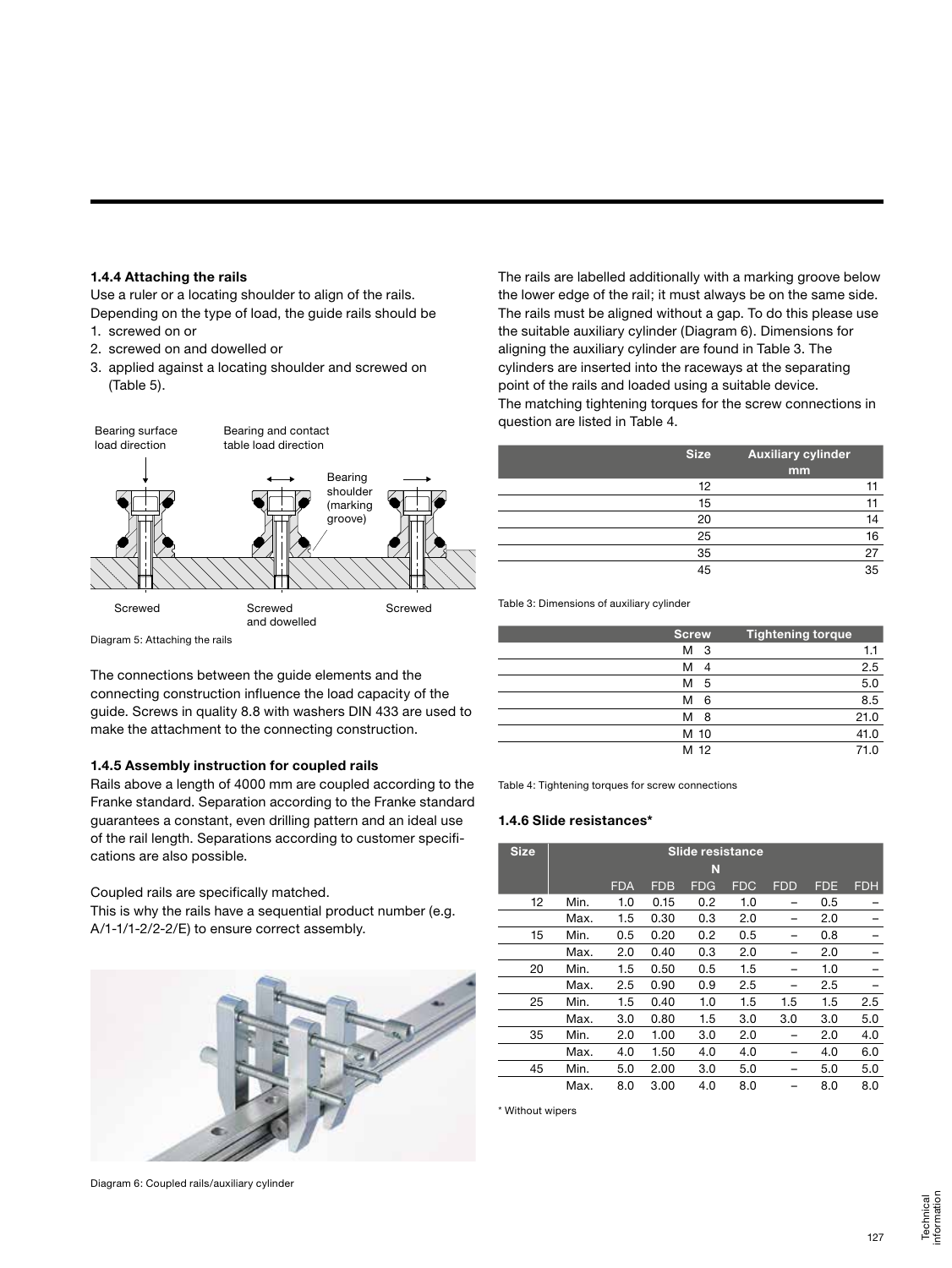### 1.4.4 Attaching the rails

Use a ruler or a locating shoulder to align of the rails. Depending on the type of load, the guide rails should be

1. screwed on or
2. screwed on and dowelled or
3. applied against a locating shoulder and screwed on (Table 5).

Bearing surface load direction

Bearing and contact table load direction

Bearing shoulder (marking groove)

Screwed

Screwed and dowelled

Screwed

Diagram 5: Attaching the rails

The connections between the guide elements and the connecting construction influence the load capacity of the guide. Screws in quality 8.8 with washers DIN 433 are used to make the attachment to the connecting construction.

### 1.4.5 Assembly instruction for coupled rails

Rails above a length of 4000 mm are coupled according to the Franke standard. Separation according to the Franke standard guarantees a constant, even drilling pattern and an ideal use of the rail length. Separations according to customer specifications are also possible.

Coupled rails are specifically matched.
This is why the rails have a sequential product number (e.g. A/1-1/1-2/2-2/E) to ensure correct assembly.

Diagram 6: Coupled rails/auxiliary cylinder

The rails are labelled additionally with a marking groove below the lower edge of the rail; it must always be on the same side. The rails must be aligned without a gap. To do this please use the suitable auxiliary cylinder (Diagram 6). Dimensions for aligning the auxiliary cylinder are found in Table 3. The cylinders are inserted into the raceways at the separating point of the rails and loaded using a suitable device.
The matching tightening torques for the screw connections in question are listed in Table 4.

| Size | Auxiliary cylinder mm |
|---|---|
| 12 | 11 |
| 15 | 11 |
| 20 | 14 |
| 25 | 16 |
| 35 | 27 |
| 45 | 35 |

Table 3: Dimensions of auxiliary cylinder

| Screw | Tightening torque |
|---|---|
| M 3 | 1.1 |
| M 4 | 2.5 |
| M 5 | 5.0 |
| M 6 | 8.5 |
| M 8 | 21.0 |
| M 10 | 41.0 |
| M 12 | 71.0 |

Table 4: Tightening torques for screw connections

### 1.4.6 Slide resistances*

| Size | | Slide resistance N | | | | | | |
|---|---|---|---|---|---|---|---|---|
| | | FDA | FDB | FDG | FDC | FDD | FDE | FDH |
| 12 | Min. | 1.0 | 0.15 | 0.2 | 1.0 | – | 0.5 | – |
| | Max. | 1.5 | 0.30 | 0.3 | 2.0 | – | 2.0 | – |
| 15 | Min. | 0.5 | 0.20 | 0.2 | 0.5 | – | 0.8 | – |
| | Max. | 2.0 | 0.40 | 0.3 | 2.0 | – | 2.0 | – |
| 20 | Min. | 1.5 | 0.50 | 0.5 | 1.5 | – | 1.0 | – |
| | Max. | 2.5 | 0.90 | 0.9 | 2.5 | – | 2.5 | – |
| 25 | Min. | 1.5 | 0.40 | 1.0 | 1.5 | 1.5 | 1.5 | 2.5 |
| | Max. | 3.0 | 0.80 | 1.5 | 3.0 | 3.0 | 3.0 | 5.0 |
| 35 | Min. | 2.0 | 1.00 | 3.0 | 2.0 | – | 2.0 | 4.0 |
| | Max. | 4.0 | 1.50 | 4.0 | 4.0 | – | 4.0 | 6.0 |
| 45 | Min. | 5.0 | 2.00 | 3.0 | 5.0 | – | 5.0 | 5.0 |
| | Max. | 8.0 | 3.00 | 4.0 | 8.0 | – | 8.0 | 8.0 |

* Without wipers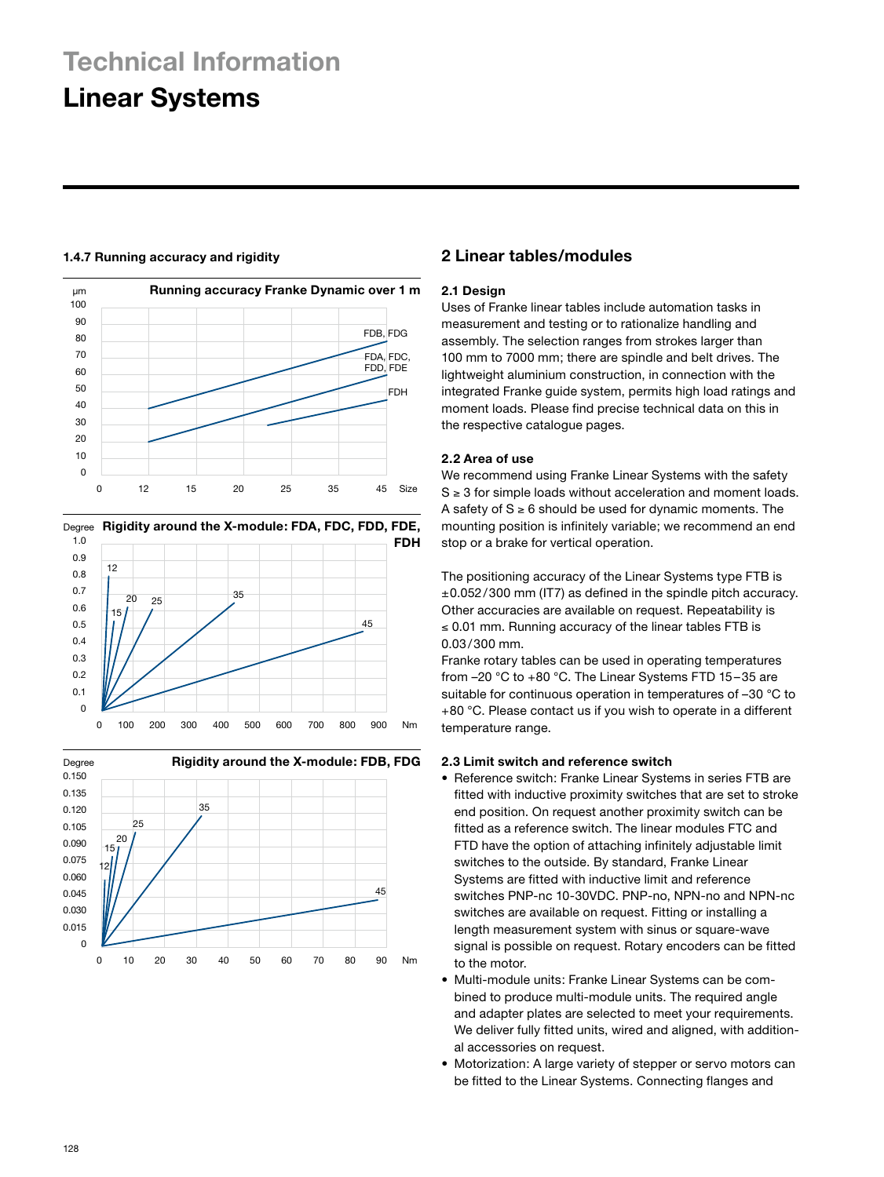# Technical Information

# Linear Systems

### 1.4.7 Running accuracy and rigidity

Running accuracy Franke Dynamic over 1 m

µm
100
90
80
70
60
50
40
30
20
10
0

0 12 15 20 25 35 45 Size

FDB, FDG
FDA, FDC, FDD, FDE
FDH

Rigidity around the X-module: FDA, FDC, FDD, FDE, FDH

Degree
1.0
0.9
0.8
0.7
0.6
0.5
0.4
0.3
0.2
0.1
0

0 100 200 300 400 500 600 700 800 900 Nm

12
15
20
25
35
45

Rigidity around the X-module: FDB, FDG

Degree
0.150
0.135
0.120
0.105
0.090
0.075
0.060
0.045
0.030
0.015
0

0 10 20 30 40 50 60 70 80 90 Nm

12
15
20
25
35
45

## 2 Linear tables/modules

### 2.1 Design

Uses of Franke linear tables include automation tasks in measurement and testing or to rationalize handling and assembly. The selection ranges from strokes larger than 100 mm to 7000 mm; there are spindle and belt drives. The lightweight aluminium construction, in connection with the integrated Franke guide system, permits high load ratings and moment loads. Please find precise technical data on this in the respective catalogue pages.

### 2.2 Area of use

We recommend using Franke Linear Systems with the safety S ≥ 3 for simple loads without acceleration and moment loads. A safety of S ≥ 6 should be used for dynamic moments. The mounting position is infinitely variable; we recommend an end stop or a brake for vertical operation.

The positioning accuracy of the Linear Systems type FTB is ±0.052/300 mm (IT7) as defined in the spindle pitch accuracy. Other accuracies are available on request. Repeatability is ≤ 0.01 mm. Running accuracy of the linear tables FTB is 0.03/300 mm.
Franke rotary tables can be used in operating temperatures from –20 °C to +80 °C. The Linear Systems FTD 15–35 are suitable for continuous operation in temperatures of –30 °C to +80 °C. Please contact us if you wish to operate in a different temperature range.

### 2.3 Limit switch and reference switch

- Reference switch: Franke Linear Systems in series FTB are fitted with inductive proximity switches that are set to stroke end position. On request another proximity switch can be fitted as a reference switch. The linear modules FTC and FTD have the option of attaching infinitely adjustable limit switches to the outside. By standard, Franke Linear Systems are fitted with inductive limit and reference switches PNP-nc 10-30VDC. PNP-no, NPN-no and NPN-nc switches are available on request. Fitting or installing a length measurement system with sinus or square-wave signal is possible on request. Rotary encoders can be fitted to the motor.
- Multi-module units: Franke Linear Systems can be combined to produce multi-module units. The required angle and adapter plates are selected to meet your requirements. We deliver fully fitted units, wired and aligned, with additional accessories on request.
- Motorization: A large variety of stepper or servo motors can be fitted to the Linear Systems. Connecting flanges and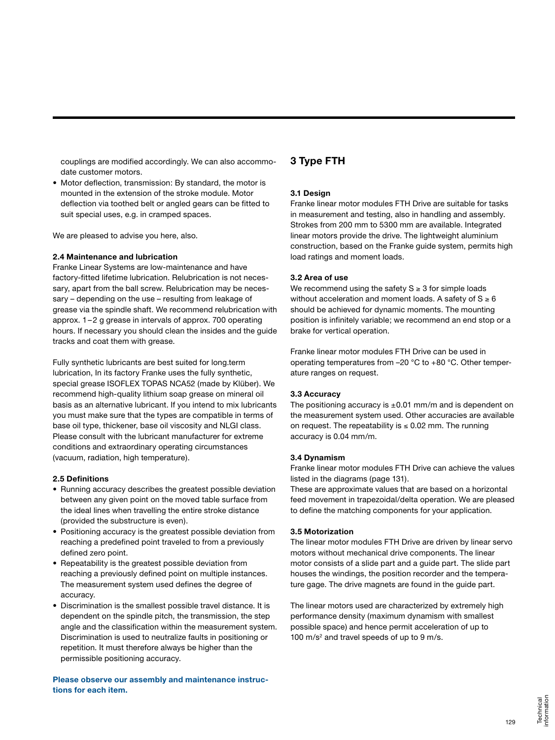couplings are modified accordingly. We can also accommodate customer motors.

- Motor deflection, transmission: By standard, the motor is mounted in the extension of the stroke module. Motor deflection via toothed belt or angled gears can be fitted to suit special uses, e.g. in cramped spaces.

We are pleased to advise you here, also.

**2.4 Maintenance and lubrication**

Franke Linear Systems are low-maintenance and have factory-fitted lifetime lubrication. Relubrication is not necessary, apart from the ball screw. Relubrication may be necessary – depending on the use – resulting from leakage of grease via the spindle shaft. We recommend relubrication with approx. 1 – 2 g grease in intervals of approx. 700 operating hours. If necessary you should clean the insides and the guide tracks and coat them with grease.

Fully synthetic lubricants are best suited for long.term lubrication, In its factory Franke uses the fully synthetic, special grease ISOFLEX TOPAS NCA52 (made by Klüber). We recommend high-quality lithium soap grease on mineral oil basis as an alternative lubricant. If you intend to mix lubricants you must make sure that the types are compatible in terms of base oil type, thickener, base oil viscosity and NLGI class. Please consult with the lubricant manufacturer for extreme conditions and extraordinary operating circumstances (vacuum, radiation, high temperature).

**2.5 Definitions**

- Running accuracy describes the greatest possible deviation between any given point on the moved table surface from the ideal lines when travelling the entire stroke distance (provided the substructure is even).
- Positioning accuracy is the greatest possible deviation from reaching a predefined point traveled to from a previously defined zero point.
- Repeatability is the greatest possible deviation from reaching a previously defined point on multiple instances. The measurement system used defines the degree of accuracy.
- Discrimination is the smallest possible travel distance. It is dependent on the spindle pitch, the transmission, the step angle and the classification within the measurement system. Discrimination is used to neutralize faults in positioning or repetition. It must therefore always be higher than the permissible positioning accuracy.

**Please observe our assembly and maintenance instructions for each item.**

## 3 Type FTH

**3.1 Design**

Franke linear motor modules FTH Drive are suitable for tasks in measurement and testing, also in handling and assembly. Strokes from 200 mm to 5300 mm are available. Integrated linear motors provide the drive. The lightweight aluminium construction, based on the Franke guide system, permits high load ratings and moment loads.

**3.2 Area of use**

We recommend using the safety $S \geq 3$ for simple loads without acceleration and moment loads. A safety of $S \geq 6$ should be achieved for dynamic moments. The mounting position is infinitely variable; we recommend an end stop or a brake for vertical operation.

Franke linear motor modules FTH Drive can be used in operating temperatures from –20 °C to +80 °C. Other temperature ranges on request.

**3.3 Accuracy**

The positioning accuracy is ±0.01 mm/m and is dependent on the measurement system used. Other accuracies are available on request. The repeatability is ≤ 0.02 mm. The running accuracy is 0.04 mm/m.

**3.4 Dynamism**

Franke linear motor modules FTH Drive can achieve the values listed in the diagrams (page 131).
These are approximate values that are based on a horizontal feed movement in trapezoidal/delta operation. We are pleased to define the matching components for your application.

**3.5 Motorization**

The linear motor modules FTH Drive are driven by linear servo motors without mechanical drive components. The linear motor consists of a slide part and a guide part. The slide part houses the windings, the position recorder and the temperature gage. The drive magnets are found in the guide part.

The linear motors used are characterized by extremely high performance density (maximum dynamism with smallest possible space) and hence permit acceleration of up to 100 m/s$^2$ and travel speeds of up to 9 m/s.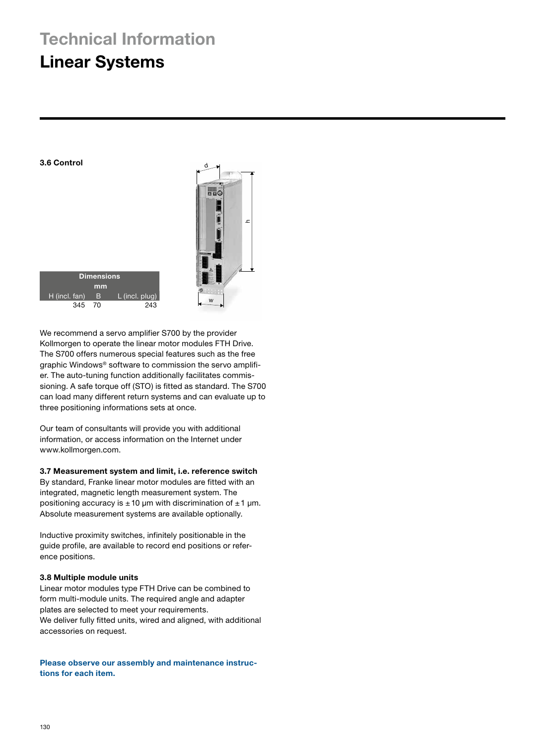# Technical Information

## Linear Systems

### 3.6 Control

| Dimensions mm | | |
|---|---|---|
| H (incl. fan) | B | L (incl. plug) |
| 345 | 70 | 243 |

We recommend a servo amplifier S700 by the provider Kollmorgen to operate the linear motor modules FTH Drive. The S700 offers numerous special features such as the free graphic Windows® software to commission the servo amplifier. The auto-tuning function additionally facilitates commissioning. A safe torque off (STO) is fitted as standard. The S700 can load many different return systems and can evaluate up to three positioning informations sets at once.

Our team of consultants will provide you with additional information, or access information on the Internet under www.kollmorgen.com.

### 3.7 Measurement system and limit, i.e. reference switch

By standard, Franke linear motor modules are fitted with an integrated, magnetic length measurement system. The positioning accuracy is ± 10 µm with discrimination of ± 1 µm. Absolute measurement systems are available optionally.

Inductive proximity switches, infinitely positionable in the guide profile, are available to record end positions or reference positions.

### 3.8 Multiple module units

Linear motor modules type FTH Drive can be combined to form multi-module units. The required angle and adapter plates are selected to meet your requirements.
We deliver fully fitted units, wired and aligned, with additional accessories on request.

**Please observe our assembly and maintenance instructions for each item.**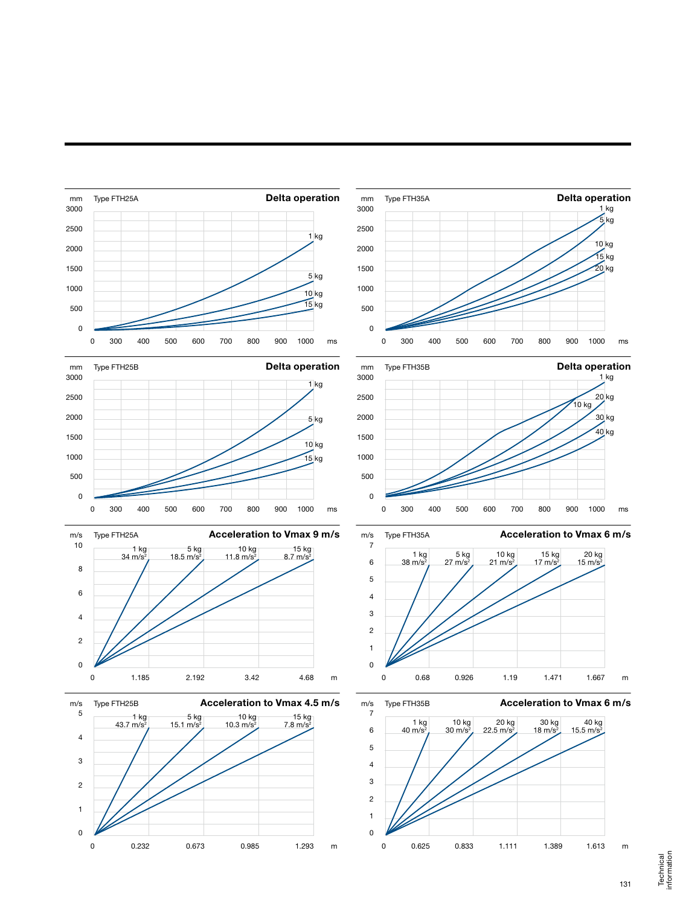Type FTH25A

**Delta operation**

mm

3000
2500
2000
1500
1000
500
0

0 300 400 500 600 700 800 900 1000 ms

1 kg
5 kg
10 kg
15 kg

Type FTH35A

**Delta operation**

mm

3000
2500
2000
1500
1000
500
0

0 300 400 500 600 700 800 900 1000 ms

1 kg
5 kg
10 kg
15 kg
20 kg

Type FTH25B

**Delta operation**

mm

3000
2500
2000
1500
1000
500
0

0 300 400 500 600 700 800 900 1000 ms

1 kg
5 kg
10 kg
15 kg

Type FTH35B

**Delta operation**

mm

3000
2500
2000
1500
1000
500
0

0 300 400 500 600 700 800 900 1000 ms

1 kg
20 kg
10 kg
30 kg
40 kg

Type FTH25A

**Acceleration to Vmax 9 m/s**

m/s

10
8
6
4
2
0

0 1.185 2.192 3.42 4.68 m

1 kg $34\ m/s^2$
5 kg $18.5\ m/s^2$
10 kg $11.8\ m/s^2$
15 kg $8.7\ m/s^2$

Type FTH35A

**Acceleration to Vmax 6 m/s**

m/s

7
6
5
4
3
2
1
0

0 0.68 0.926 1.19 1.471 1.667 m

1 kg $38\ m/s^2$
5 kg $27\ m/s^2$
10 kg $21\ m/s^2$
15 kg $17\ m/s^2$
20 kg $15\ m/s^2$

Type FTH25B

**Acceleration to Vmax 4.5 m/s**

m/s

5
4
3
2
1
0

0 0.232 0.673 0.985 1.293 m

1 kg $43.7\ m/s^2$
5 kg $15.1\ m/s^2$
10 kg $10.3\ m/s^2$
15 kg $7.8\ m/s^2$

Type FTH35B

**Acceleration to Vmax 6 m/s**

m/s

7
6
5
4
3
2
1
0

0 0.625 0.833 1.111 1.389 1.613 m

1 kg $40\ m/s^2$
10 kg $30\ m/s^2$
20 kg $22.5\ m/s^2$
30 kg $18\ m/s^2$
40 kg $15.5\ m/s^2$